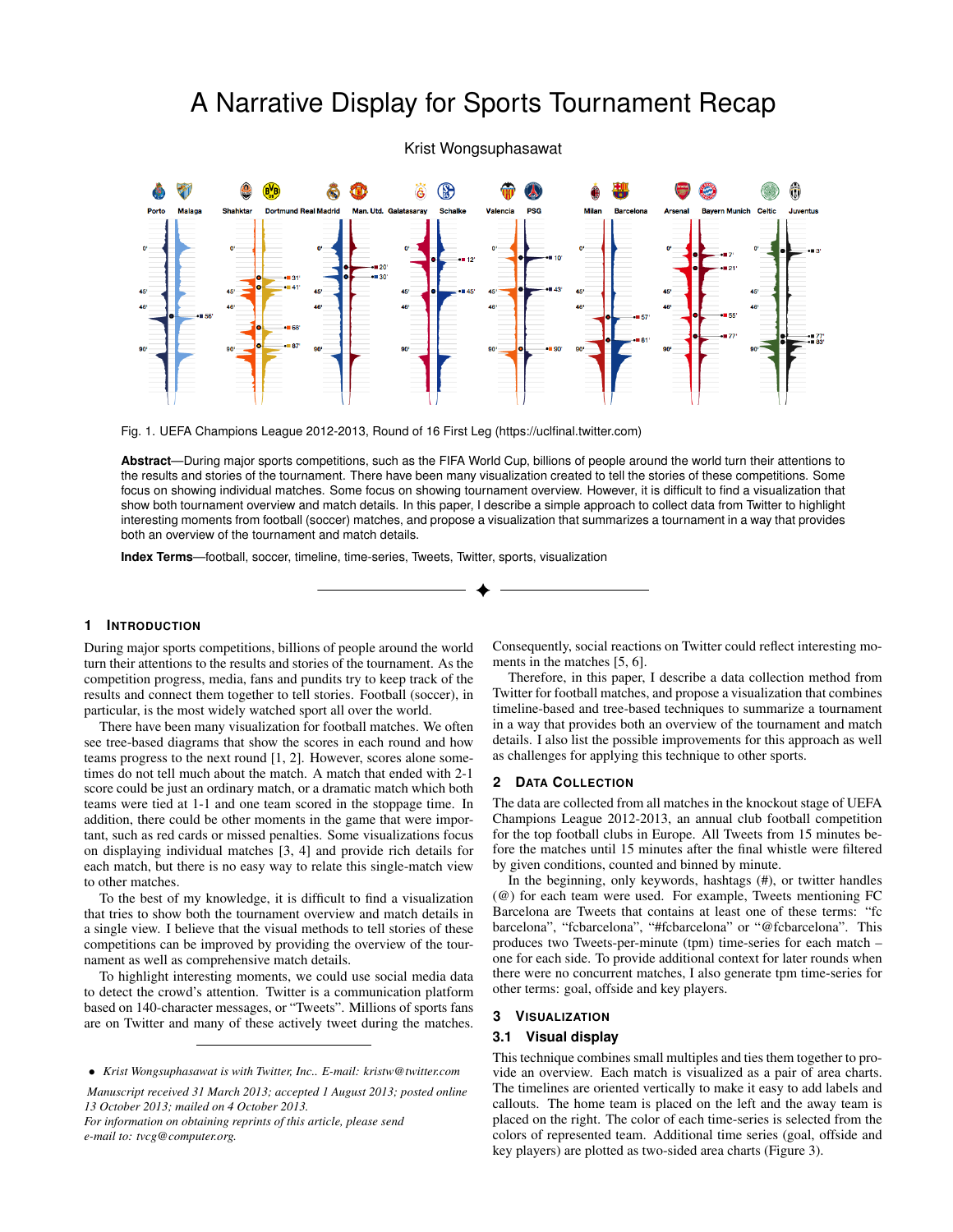# A Narrative Display for Sports Tournament Recap

Krist Wongsuphasawat

Fig. 1. UEFA Champions League 2012-2013, Round of 16 First Leg (https://uclfinal.twitter.com)

**Abstract**—During major sports competitions, such as the FIFA World Cup, billions of people around the world turn their attentions to the results and stories of the tournament. There have been many visualization created to tell the stories of these competitions. Some focus on showing individual matches. Some focus on showing tournament overview. However, it is difficult to find a visualization that show both tournament overview and match details. In this paper, I describe a simple approach to collect data from Twitter to highlight interesting moments from football (soccer) matches, and propose a visualization that summarizes a tournament in a way that provides both an overview of the tournament and match details.

**Index Terms**—football, soccer, timeline, time-series, Tweets, Twitter, sports, visualization

## 1 Introduction

During major sports competitions, billions of people around the world turn their attentions to the results and stories of the tournament. As the competition progress, media, fans and pundits try to keep track of the results and connect them together to tell stories. Football (soccer), in particular, is the most widely watched sport all over the world.

There have been many visualization for football matches. We often see tree-based diagrams that show the scores in each round and how teams progress to the next round [1, 2]. However, scores alone sometimes do not tell much about the match. A match that ended with 2-1 score could be just an ordinary match, or a dramatic match which both teams were tied at 1-1 and one team scored in the stoppage time. In addition, there could be other moments in the game that were important, such as red cards or missed penalties. Some visualizations focus on displaying individual matches [3, 4] and provide rich details for each match, but there is no easy way to relate this single-match view to other matches.

To the best of my knowledge, it is difficult to find a visualization that tries to show both the tournament overview and match details in a single view. I believe that the visual methods to tell stories of these competitions can be improved by providing the overview of the tournament as well as comprehensive match details.

To highlight interesting moments, we could use social media data to detect the crowd's attention. Twitter is a communication platform based on 140-character messages, or "Tweets". Millions of sports fans are on Twitter and many of these actively tweet during the matches. Consequently, social reactions on Twitter could reflect interesting moments in the matches [5, 6].

Therefore, in this paper, I describe a data collection method from Twitter for football matches, and propose a visualization that combines timeline-based and tree-based techniques to summarize a tournament in a way that provides both an overview of the tournament and match details. I also list the possible improvements for this approach as well as challenges for applying this technique to other sports.

## 2 Data Collection

The data are collected from all matches in the knockout stage of UEFA Champions League 2012-2013, an annual club football competition for the top football clubs in Europe. All Tweets from 15 minutes before the matches until 15 minutes after the final whistle were filtered by given conditions, counted and binned by minute.

In the beginning, only keywords, hashtags (#), or twitter handles (@) for each team were used. For example, Tweets mentioning FC Barcelona are Tweets that contains at least one of these terms: "fc barcelona", "fcbarcelona", "#fcbarcelona" or "@fcbarcelona". This produces two Tweets-per-minute (tpm) time-series for each match – one for each side. To provide additional context for later rounds when there were no concurrent matches, I also generate tpm time-series for other terms: goal, offside and key players.

## 3 Visualization

### 3.1 Visual display

This technique combines small multiples and ties them together to provide an overview. Each match is visualized as a pair of area charts. The timelines are oriented vertically to make it easy to add labels and callouts. The home team is placed on the left and the away team is placed on the right. The color of each time-series is selected from the colors of represented team. Additional time series (goal, offside and key players) are plotted as two-sided area charts (Figure 3).

- *Krist Wongsuphasawat is with Twitter, Inc.. E-mail: kristw@twitter.com*

*Manuscript received 31 March 2013; accepted 1 August 2013; posted online 13 October 2013; mailed on 4 October 2013.*
*For information on obtaining reprints of this article, please send e-mail to: tvcg@computer.org.*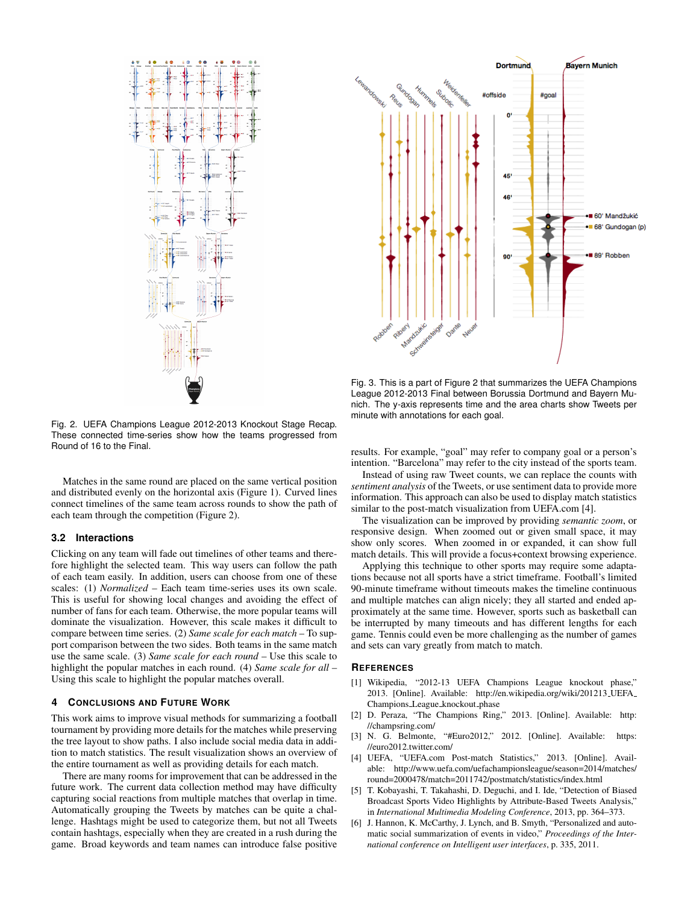Fig. 2. UEFA Champions League 2012-2013 Knockout Stage Recap. These connected time-series show how the teams progressed from Round of 16 to the Final.

Dortmund

Bayern Munich

Lewandowski
Reus
Gundogan
Hummels
Subotic
Weidenfeller

#offside

#goal

0'

45'

46'

90'

60' Mandžukić
68' Gundogan (p)
89' Robben

Robben
Ribery
Mandzukic
Schweinsteiger
Dante
Neuer

Fig. 3. This is a part of Figure 2 that summarizes the UEFA Champions League 2012-2013 Final between Borussia Dortmund and Bayern Munich. The y-axis represents time and the area charts show Tweets per minute with annotations for each goal.

Matches in the same round are placed on the same vertical position and distributed evenly on the horizontal axis (Figure 1). Curved lines connect timelines of the same team across rounds to show the path of each team through the competition (Figure 2).

### 3.2 Interactions

Clicking on any team will fade out timelines of other teams and therefore highlight the selected team. This way users can follow the path of each team easily. In addition, users can choose from one of these scales: (1) *Normalized* – Each team time-series uses its own scale. This is useful for showing local changes and avoiding the effect of number of fans for each team. Otherwise, the more popular teams will dominate the visualization. However, this scale makes it difficult to compare between time series. (2) *Same scale for each match* – To support comparison between the two sides. Both teams in the same match use the same scale. (3) *Same scale for each round* – Use this scale to highlight the popular matches in each round. (4) *Same scale for all* – Using this scale to highlight the popular matches overall.

## 4 Conclusions and Future Work

This work aims to improve visual methods for summarizing a football tournament by providing more details for the matches while preserving the tree layout to show paths. I also include social media data in addition to match statistics. The result visualization shows an overview of the entire tournament as well as providing details for each match.

There are many rooms for improvement that can be addressed in the future work. The current data collection method may have difficulty capturing social reactions from multiple matches that overlap in time. Automatically grouping the Tweets by matches can be quite a challenge. Hashtags might be used to categorize them, but not all Tweets contain hashtags, especially when they are created in a rush during the game. Broad keywords and team names can introduce false positive results. For example, "goal" may refer to company goal or a person's intention. "Barcelona" may refer to the city instead of the sports team.

Instead of using raw Tweet counts, we can replace the counts with *sentiment analysis* of the Tweets, or use sentiment data to provide more information. This approach can also be used to display match statistics similar to the post-match visualization from UEFA.com [4].

The visualization can be improved by providing *semantic zoom*, or responsive design. When zoomed out or given small space, it may show only scores. When zoomed in or expanded, it can show full match details. This will provide a focus+context browsing experience.

Applying this technique to other sports may require some adaptations because not all sports have a strict timeframe. Football's limited 90-minute timeframe without timeouts makes the timeline continuous and multiple matches can align nicely; they all started and ended approximately at the same time. However, sports such as basketball can be interrupted by many timeouts and has different lengths for each game. Tennis could even be more challenging as the number of games and sets can vary greatly from match to match.

## References

[1] Wikipedia, "2012-13 UEFA Champions League knockout phase," 2013. [Online]. Available: http://en.wikipedia.org/wiki/201213_UEFA_Champions_League_knockout_phase

[2] D. Peraza, "The Champions Ring," 2013. [Online]. Available: http://champsring.com/

[3] N. G. Belmonte, "#Euro2012," 2012. [Online]. Available: https://euro2012.twitter.com/

[4] UEFA, "UEFA.com Post-match Statistics," 2013. [Online]. Available: http://www.uefa.com/uefachampionsleague/season=2014/matches/round=2000478/match=2011742/postmatch/statistics/index.html

[5] T. Kobayashi, T. Takahashi, D. Deguchi, and I. Ide, "Detection of Biased Broadcast Sports Video Highlights by Attribute-Based Tweets Analysis," in *International Multimedia Modeling Conference*, 2013, pp. 364–373.

[6] J. Hannon, K. McCarthy, J. Lynch, and B. Smyth, "Personalized and automatic social summarization of events in video," *Proceedings of the International conference on Intelligent user interfaces*, p. 335, 2011.